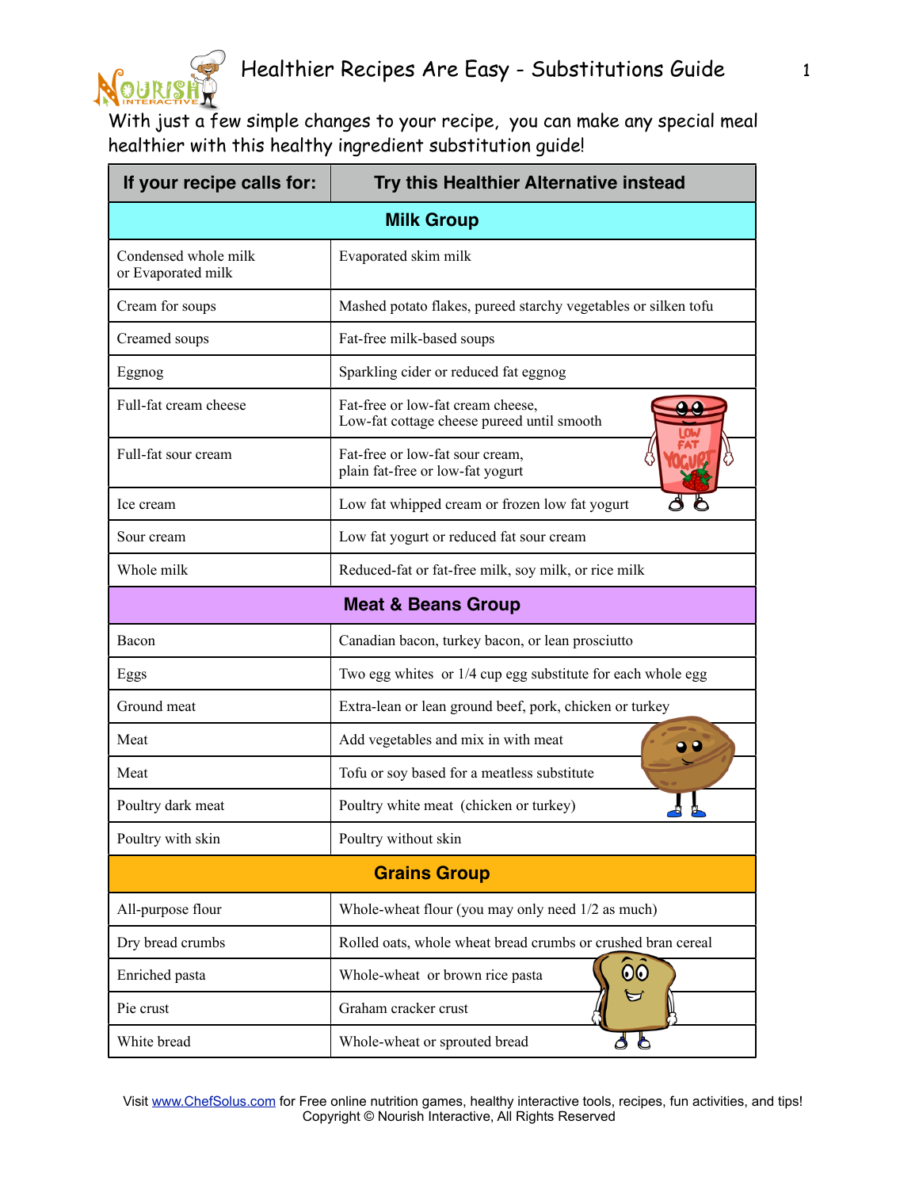# Healthier Recipes Are Easy - Substitutions Guide

With just a few simple changes to your recipe, you can make any special meal healthier with this healthy ingredient substitution guide!

| If your recipe calls for: | Try this Healthier Alternative instead |
|---|---|
| **Milk Group** | |
| Condensed whole milk or Evaporated milk | Evaporated skim milk |
| Cream for soups | Mashed potato flakes, pureed starchy vegetables or silken tofu |
| Creamed soups | Fat-free milk-based soups |
| Eggnog | Sparkling cider or reduced fat eggnog |
| Full-fat cream cheese | Fat-free or low-fat cream cheese, Low-fat cottage cheese pureed until smooth |
| Full-fat sour cream | Fat-free or low-fat sour cream, plain fat-free or low-fat yogurt |
| Ice cream | Low fat whipped cream or frozen low fat yogurt |
| Sour cream | Low fat yogurt or reduced fat sour cream |
| Whole milk | Reduced-fat or fat-free milk, soy milk, or rice milk |
| **Meat & Beans Group** | |
| Bacon | Canadian bacon, turkey bacon, or lean prosciutto |
| Eggs | Two egg whites or 1/4 cup egg substitute for each whole egg |
| Ground meat | Extra-lean or lean ground beef, pork, chicken or turkey |
| Meat | Add vegetables and mix in with meat |
| Meat | Tofu or soy based for a meatless substitute |
| Poultry dark meat | Poultry white meat (chicken or turkey) |
| Poultry with skin | Poultry without skin |
| **Grains Group** | |
| All-purpose flour | Whole-wheat flour (you may only need 1/2 as much) |
| Dry bread crumbs | Rolled oats, whole wheat bread crumbs or crushed bran cereal |
| Enriched pasta | Whole-wheat or brown rice pasta |
| Pie crust | Graham cracker crust |
| White bread | Whole-wheat or sprouted bread |

Visit www.ChefSolus.com for Free online nutrition games, healthy interactive tools, recipes, fun activities, and tips!
Copyright © Nourish Interactive, All Rights Reserved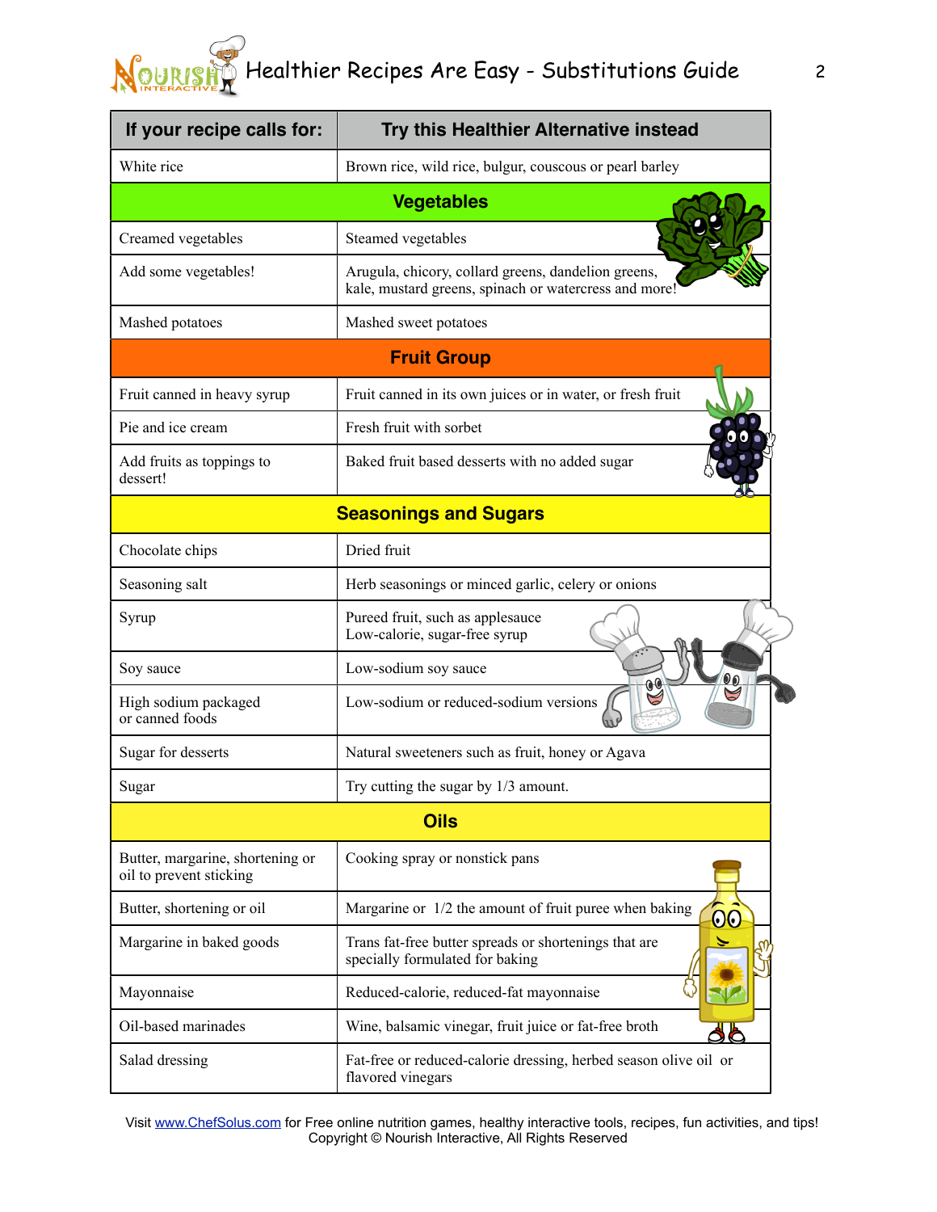| If your recipe calls for: | Try this Healthier Alternative instead |
|---|---|
| White rice | Brown rice, wild rice, bulgur, couscous or pearl barley |
| **Vegetables** | |
| Creamed vegetables | Steamed vegetables |
| Add some vegetables! | Arugula, chicory, collard greens, dandelion greens, kale, mustard greens, spinach or watercress and more! |
| Mashed potatoes | Mashed sweet potatoes |
| **Fruit Group** | |
| Fruit canned in heavy syrup | Fruit canned in its own juices or in water, or fresh fruit |
| Pie and ice cream | Fresh fruit with sorbet |
| Add fruits as toppings to dessert! | Baked fruit based desserts with no added sugar |
| **Seasonings and Sugars** | |
| Chocolate chips | Dried fruit |
| Seasoning salt | Herb seasonings or minced garlic, celery or onions |
| Syrup | Pureed fruit, such as applesauce<br>Low-calorie, sugar-free syrup |
| Soy sauce | Low-sodium soy sauce |
| High sodium packaged or canned foods | Low-sodium or reduced-sodium versions |
| Sugar for desserts | Natural sweeteners such as fruit, honey or Agava |
| Sugar | Try cutting the sugar by 1/3 amount. |
| **Oils** | |
| Butter, margarine, shortening or oil to prevent sticking | Cooking spray or nonstick pans |
| Butter, shortening or oil | Margarine or 1/2 the amount of fruit puree when baking |
| Margarine in baked goods | Trans fat-free butter spreads or shortenings that are specially formulated for baking |
| Mayonnaise | Reduced-calorie, reduced-fat mayonnaise |
| Oil-based marinades | Wine, balsamic vinegar, fruit juice or fat-free broth |
| Salad dressing | Fat-free or reduced-calorie dressing, herbed season olive oil or flavored vinegars |

Visit www.ChefSolus.com for Free online nutrition games, healthy interactive tools, recipes, fun activities, and tips!
Copyright © Nourish Interactive, All Rights Reserved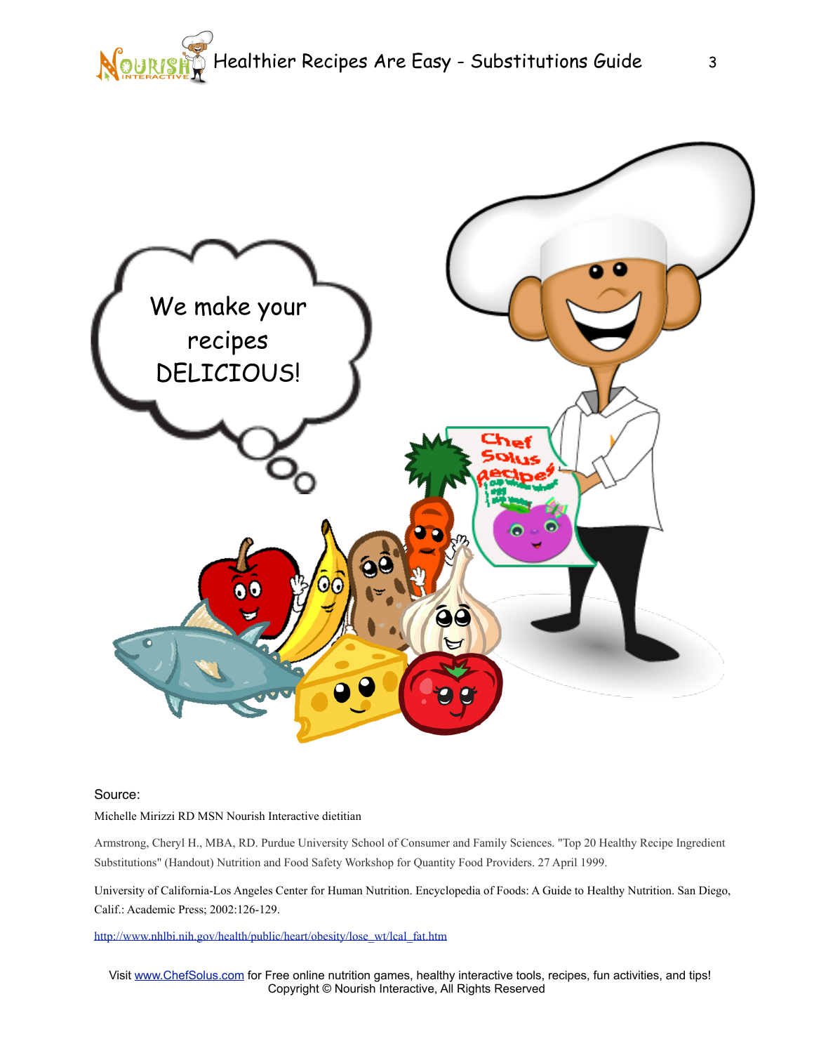We make your recipes DELICIOUS!

Source:

Michelle Mirizzi RD MSN Nourish Interactive dietitian

Armstrong, Cheryl H., MBA, RD. Purdue University School of Consumer and Family Sciences. "Top 20 Healthy Recipe Ingredient Substitutions" (Handout) Nutrition and Food Safety Workshop for Quantity Food Providers. 27 April 1999.

University of California-Los Angeles Center for Human Nutrition. Encyclopedia of Foods: A Guide to Healthy Nutrition. San Diego, Calif.: Academic Press; 2002:126-129.

http://www.nhlbi.nih.gov/health/public/heart/obesity/lose_wt/lcal_fat.htm

Visit www.ChefSolus.com for Free online nutrition games, healthy interactive tools, recipes, fun activities, and tips!
Copyright © Nourish Interactive, All Rights Reserved